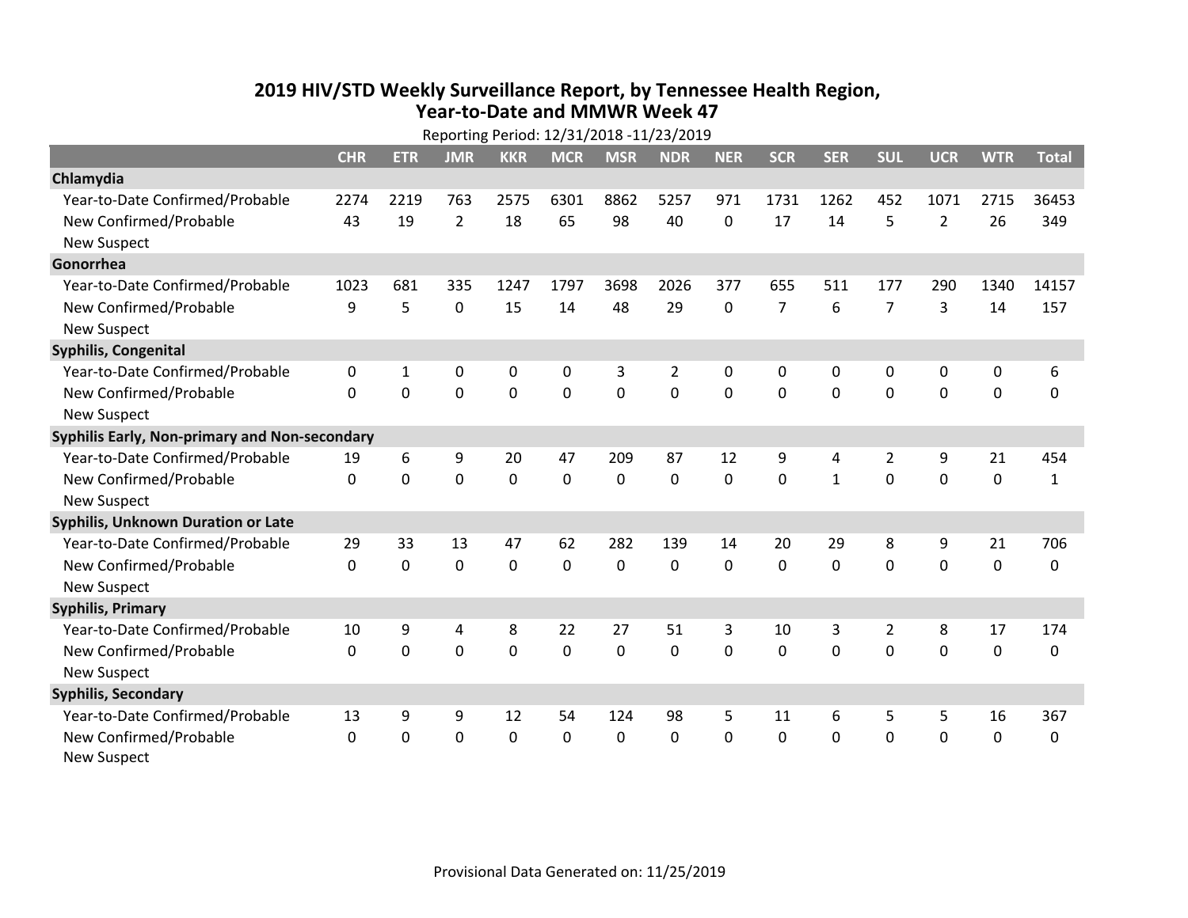# 2019 HIV/STD Weekly Surveillance Report, by Tennessee Health Region, Year-to-Date and MMWR Week 47

Reporting Period: 12/31/2018 -11/23/2019

| | CHR | ETR | JMR | KKR | MCR | MSR | NDR | NER | SCR | SER | SUL | UCR | WTR | Total |
|---|---|---|---|---|---|---|---|---|---|---|---|---|---|---|
| **Chlamydia** | | | | | | | | | | | | | | |
| Year-to-Date Confirmed/Probable | 2274 | 2219 | 763 | 2575 | 6301 | 8862 | 5257 | 971 | 1731 | 1262 | 452 | 1071 | 2715 | 36453 |
| New Confirmed/Probable | 43 | 19 | 2 | 18 | 65 | 98 | 40 | 0 | 17 | 14 | 5 | 2 | 26 | 349 |
| New Suspect | | | | | | | | | | | | | | |
| **Gonorrhea** | | | | | | | | | | | | | | |
| Year-to-Date Confirmed/Probable | 1023 | 681 | 335 | 1247 | 1797 | 3698 | 2026 | 377 | 655 | 511 | 177 | 290 | 1340 | 14157 |
| New Confirmed/Probable | 9 | 5 | 0 | 15 | 14 | 48 | 29 | 0 | 7 | 6 | 7 | 3 | 14 | 157 |
| New Suspect | | | | | | | | | | | | | | |
| **Syphilis, Congenital** | | | | | | | | | | | | | | |
| Year-to-Date Confirmed/Probable | 0 | 1 | 0 | 0 | 0 | 3 | 2 | 0 | 0 | 0 | 0 | 0 | 0 | 6 |
| New Confirmed/Probable | 0 | 0 | 0 | 0 | 0 | 0 | 0 | 0 | 0 | 0 | 0 | 0 | 0 | 0 |
| New Suspect | | | | | | | | | | | | | | |
| **Syphilis Early, Non-primary and Non-secondary** | | | | | | | | | | | | | | |
| Year-to-Date Confirmed/Probable | 19 | 6 | 9 | 20 | 47 | 209 | 87 | 12 | 9 | 4 | 2 | 9 | 21 | 454 |
| New Confirmed/Probable | 0 | 0 | 0 | 0 | 0 | 0 | 0 | 0 | 0 | 1 | 0 | 0 | 0 | 1 |
| New Suspect | | | | | | | | | | | | | | |
| **Syphilis, Unknown Duration or Late** | | | | | | | | | | | | | | |
| Year-to-Date Confirmed/Probable | 29 | 33 | 13 | 47 | 62 | 282 | 139 | 14 | 20 | 29 | 8 | 9 | 21 | 706 |
| New Confirmed/Probable | 0 | 0 | 0 | 0 | 0 | 0 | 0 | 0 | 0 | 0 | 0 | 0 | 0 | 0 |
| New Suspect | | | | | | | | | | | | | | |
| **Syphilis, Primary** | | | | | | | | | | | | | | |
| Year-to-Date Confirmed/Probable | 10 | 9 | 4 | 8 | 22 | 27 | 51 | 3 | 10 | 3 | 2 | 8 | 17 | 174 |
| New Confirmed/Probable | 0 | 0 | 0 | 0 | 0 | 0 | 0 | 0 | 0 | 0 | 0 | 0 | 0 | 0 |
| New Suspect | | | | | | | | | | | | | | |
| **Syphilis, Secondary** | | | | | | | | | | | | | | |
| Year-to-Date Confirmed/Probable | 13 | 9 | 9 | 12 | 54 | 124 | 98 | 5 | 11 | 6 | 5 | 5 | 16 | 367 |
| New Confirmed/Probable | 0 | 0 | 0 | 0 | 0 | 0 | 0 | 0 | 0 | 0 | 0 | 0 | 0 | 0 |
| New Suspect | | | | | | | | | | | | | | |

Provisional Data Generated on: 11/25/2019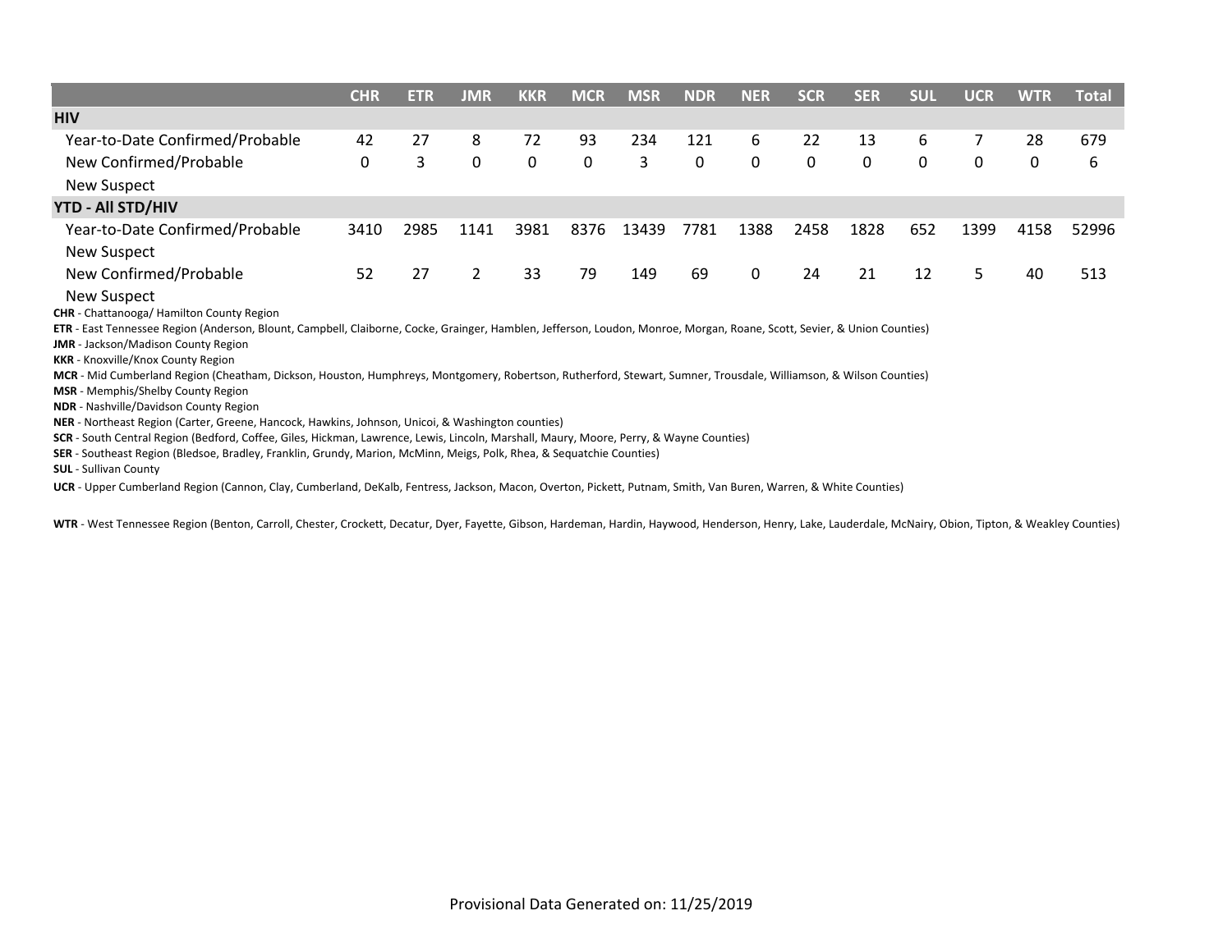| | CHR | ETR | JMR | KKR | MCR | MSR | NDR | NER | SCR | SER | SUL | UCR | WTR | Total |
|---|---|---|---|---|---|---|---|---|---|---|---|---|---|---|
| **HIV** | | | | | | | | | | | | | | |
| Year-to-Date Confirmed/Probable | 42 | 27 | 8 | 72 | 93 | 234 | 121 | 6 | 22 | 13 | 6 | 7 | 28 | 679 |
| New Confirmed/Probable | 0 | 3 | 0 | 0 | 0 | 3 | 0 | 0 | 0 | 0 | 0 | 0 | 0 | 6 |
| New Suspect | | | | | | | | | | | | | | |
| **YTD - All STD/HIV** | | | | | | | | | | | | | | |
| Year-to-Date Confirmed/Probable | 3410 | 2985 | 1141 | 3981 | 8376 | 13439 | 7781 | 1388 | 2458 | 1828 | 652 | 1399 | 4158 | 52996 |
| New Suspect | | | | | | | | | | | | | | |
| New Confirmed/Probable | 52 | 27 | 2 | 33 | 79 | 149 | 69 | 0 | 24 | 21 | 12 | 5 | 40 | 513 |
| New Suspect | | | | | | | | | | | | | | |

**CHR** - Chattanooga/ Hamilton County Region

**ETR** - East Tennessee Region (Anderson, Blount, Campbell, Claiborne, Cocke, Grainger, Hamblen, Jefferson, Loudon, Monroe, Morgan, Roane, Scott, Sevier, & Union Counties)

**JMR** - Jackson/Madison County Region

**KKR** - Knoxville/Knox County Region

**MCR** - Mid Cumberland Region (Cheatham, Dickson, Houston, Humphreys, Montgomery, Robertson, Rutherford, Stewart, Sumner, Trousdale, Williamson, & Wilson Counties)

**MSR** - Memphis/Shelby County Region

**NDR** - Nashville/Davidson County Region

**NER** - Northeast Region (Carter, Greene, Hancock, Hawkins, Johnson, Unicoi, & Washington counties)

**SCR** - South Central Region (Bedford, Coffee, Giles, Hickman, Lawrence, Lewis, Lincoln, Marshall, Maury, Moore, Perry, & Wayne Counties)

**SER** - Southeast Region (Bledsoe, Bradley, Franklin, Grundy, Marion, McMinn, Meigs, Polk, Rhea, & Sequatchie Counties)

**SUL** - Sullivan County

**UCR** - Upper Cumberland Region (Cannon, Clay, Cumberland, DeKalb, Fentress, Jackson, Macon, Overton, Pickett, Putnam, Smith, Van Buren, Warren, & White Counties)

**WTR** - West Tennessee Region (Benton, Carroll, Chester, Crockett, Decatur, Dyer, Fayette, Gibson, Hardeman, Hardin, Haywood, Henderson, Henry, Lake, Lauderdale, McNairy, Obion, Tipton, & Weakley Counties)

Provisional Data Generated on: 11/25/2019